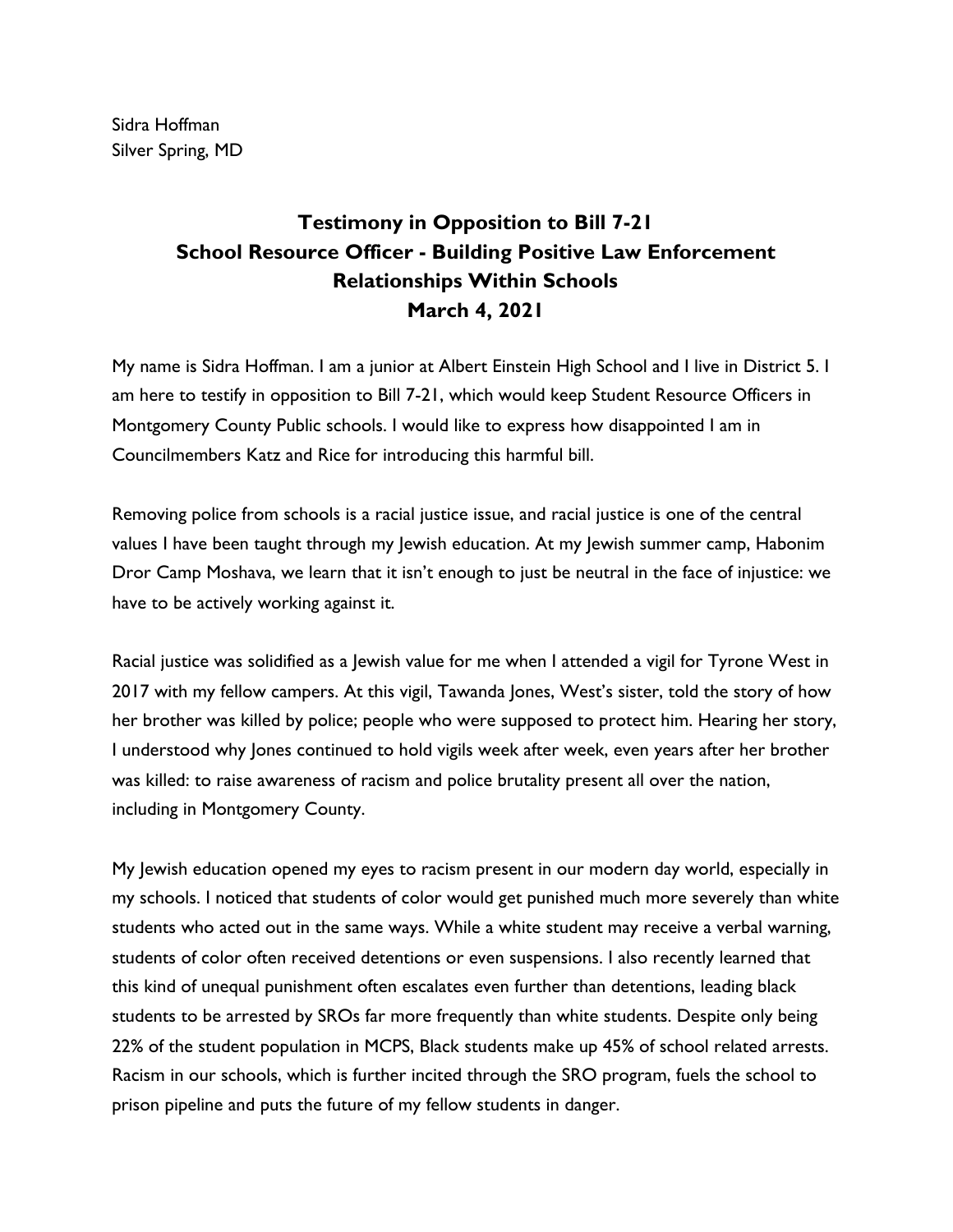Sidra Hoffman
Silver Spring, MD

# Testimony in Opposition to Bill 7-21
## School Resource Officer - Building Positive Law Enforcement Relationships Within Schools
## March 4, 2021

My name is Sidra Hoffman. I am a junior at Albert Einstein High School and I live in District 5. I am here to testify in opposition to Bill 7-21, which would keep Student Resource Officers in Montgomery County Public schools. I would like to express how disappointed I am in Councilmembers Katz and Rice for introducing this harmful bill.

Removing police from schools is a racial justice issue, and racial justice is one of the central values I have been taught through my Jewish education. At my Jewish summer camp, Habonim Dror Camp Moshava, we learn that it isn't enough to just be neutral in the face of injustice: we have to be actively working against it.

Racial justice was solidified as a Jewish value for me when I attended a vigil for Tyrone West in 2017 with my fellow campers. At this vigil, Tawanda Jones, West's sister, told the story of how her brother was killed by police; people who were supposed to protect him. Hearing her story, I understood why Jones continued to hold vigils week after week, even years after her brother was killed: to raise awareness of racism and police brutality present all over the nation, including in Montgomery County.

My Jewish education opened my eyes to racism present in our modern day world, especially in my schools. I noticed that students of color would get punished much more severely than white students who acted out in the same ways. While a white student may receive a verbal warning, students of color often received detentions or even suspensions. I also recently learned that this kind of unequal punishment often escalates even further than detentions, leading black students to be arrested by SROs far more frequently than white students. Despite only being 22% of the student population in MCPS, Black students make up 45% of school related arrests. Racism in our schools, which is further incited through the SRO program, fuels the school to prison pipeline and puts the future of my fellow students in danger.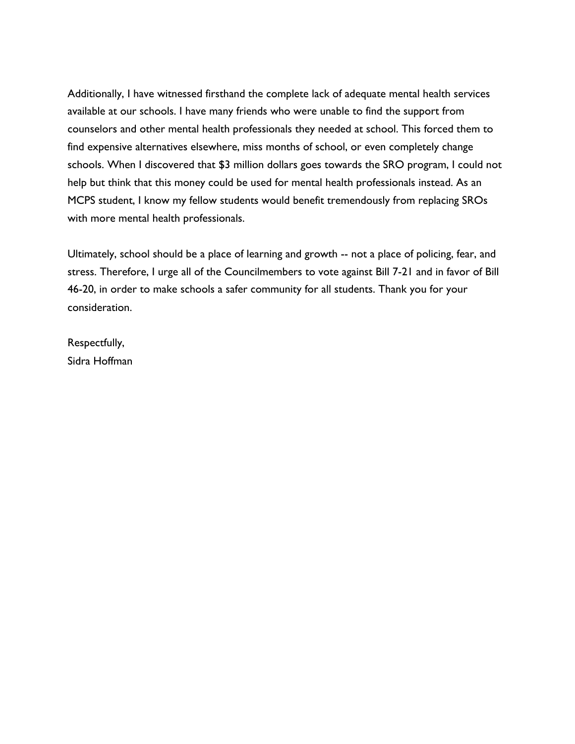Additionally, I have witnessed firsthand the complete lack of adequate mental health services available at our schools. I have many friends who were unable to find the support from counselors and other mental health professionals they needed at school. This forced them to find expensive alternatives elsewhere, miss months of school, or even completely change schools. When I discovered that $3 million dollars goes towards the SRO program, I could not help but think that this money could be used for mental health professionals instead. As an MCPS student, I know my fellow students would benefit tremendously from replacing SROs with more mental health professionals.

Ultimately, school should be a place of learning and growth -- not a place of policing, fear, and stress. Therefore, I urge all of the Councilmembers to vote against Bill 7-21 and in favor of Bill 46-20, in order to make schools a safer community for all students. Thank you for your consideration.

Respectfully,
Sidra Hoffman